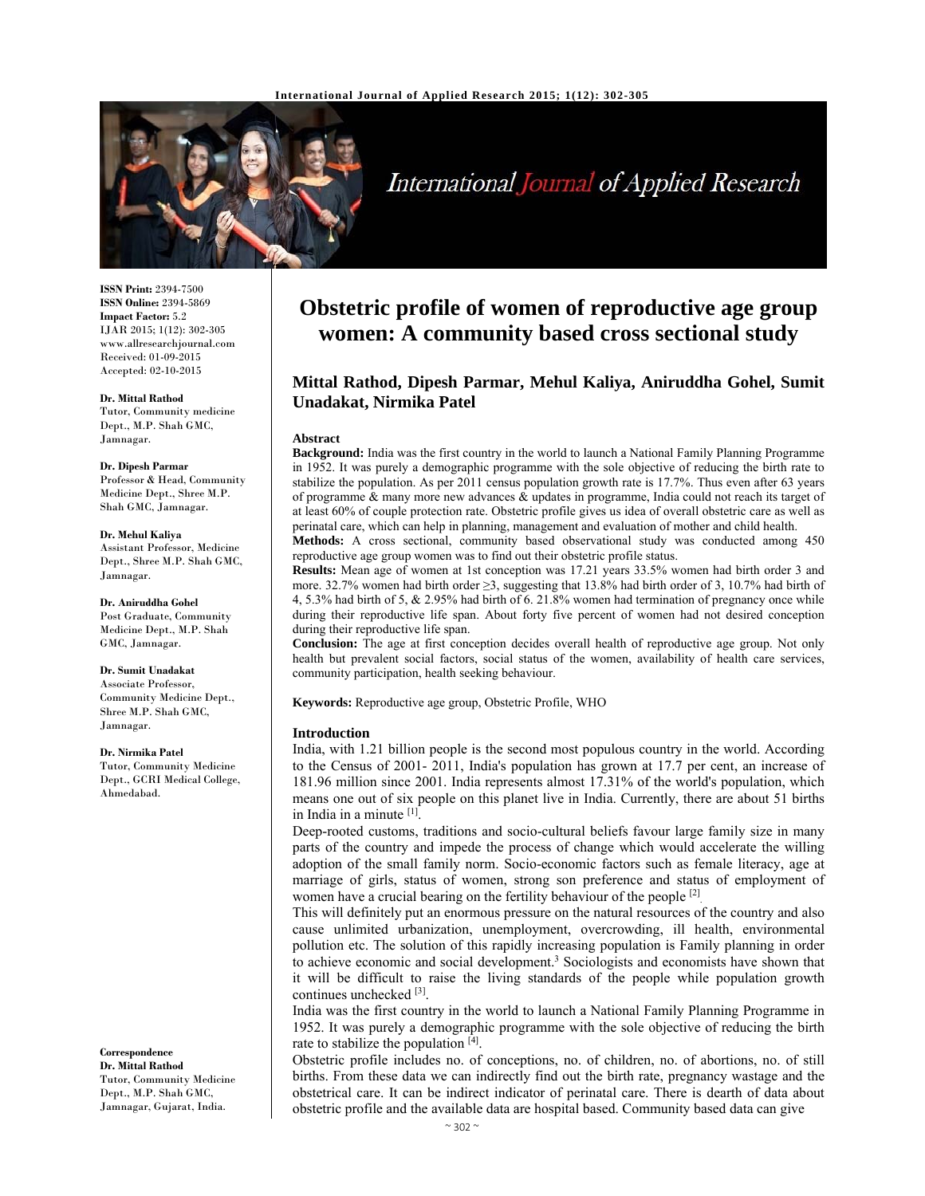# Obstetric profile of women of reproductive age group women: A community based cross sectional study

**Mittal Rathod, Dipesh Parmar, Mehul Kaliya, Aniruddha Gohel, Sumit Unadakat, Nirmika Patel**

**ISSN Print:** 2394-7500
**ISSN Online:** 2394-5869
**Impact Factor:** 5.2
IJAR 2015; 1(12): 302-305
www.allresearchjournal.com
Received: 01-09-2015
Accepted: 02-10-2015

**Dr. Mittal Rathod**
Tutor, Community medicine Dept., M.P. Shah GMC, Jamnagar.

**Dr. Dipesh Parmar**
Professor & Head, Community Medicine Dept., Shree M.P. Shah GMC, Jamnagar.

**Dr. Mehul Kaliya**
Assistant Professor, Medicine Dept., Shree M.P. Shah GMC, Jamnagar.

**Dr. Aniruddha Gohel**
Post Graduate, Community Medicine Dept., M.P. Shah GMC, Jamnagar.

**Dr. Sumit Unadakat**
Associate Professor, Community Medicine Dept., Shree M.P. Shah GMC, Jamnagar.

**Dr. Nirmika Patel**
Tutor, Community Medicine Dept., GCRI Medical College, Ahmedabad.

**Correspondence**
**Dr. Mittal Rathod**
Tutor, Community Medicine Dept., M.P. Shah GMC, Jamnagar, Gujarat, India.

## Abstract

**Background:** India was the first country in the world to launch a National Family Planning Programme in 1952. It was purely a demographic programme with the sole objective of reducing the birth rate to stabilize the population. As per 2011 census population growth rate is 17.7%. Thus even after 63 years of programme & many more new advances & updates in programme, India could not reach its target of at least 60% of couple protection rate. Obstetric profile gives us idea of overall obstetric care as well as perinatal care, which can help in planning, management and evaluation of mother and child health.

**Methods:** A cross sectional, community based observational study was conducted among 450 reproductive age group women was to find out their obstetric profile status.

**Results:** Mean age of women at 1st conception was 17.21 years 33.5% women had birth order 3 and more. 32.7% women had birth order ≥3, suggesting that 13.8% had birth order of 3, 10.7% had birth of 4, 5.3% had birth of 5, & 2.95% had birth of 6. 21.8% women had termination of pregnancy once while during their reproductive life span. About forty five percent of women had not desired conception during their reproductive life span.

**Conclusion:** The age at first conception decides overall health of reproductive age group. Not only health but prevalent social factors, social status of the women, availability of health care services, community participation, health seeking behaviour.

**Keywords:** Reproductive age group, Obstetric Profile, WHO

## Introduction

India, with 1.21 billion people is the second most populous country in the world. According to the Census of 2001- 2011, India's population has grown at 17.7 per cent, an increase of 181.96 million since 2001. India represents almost 17.31% of the world's population, which means one out of six people on this planet live in India. Currently, there are about 51 births in India in a minute [1].

Deep-rooted customs, traditions and socio-cultural beliefs favour large family size in many parts of the country and impede the process of change which would accelerate the willing adoption of the small family norm. Socio-economic factors such as female literacy, age at marriage of girls, status of women, strong son preference and status of employment of women have a crucial bearing on the fertility behaviour of the people [2].

This will definitely put an enormous pressure on the natural resources of the country and also cause unlimited urbanization, unemployment, overcrowding, ill health, environmental pollution etc. The solution of this rapidly increasing population is Family planning in order to achieve economic and social development.[3] Sociologists and economists have shown that it will be difficult to raise the living standards of the people while population growth continues unchecked [3].

India was the first country in the world to launch a National Family Planning Programme in 1952. It was purely a demographic programme with the sole objective of reducing the birth rate to stabilize the population [4].

Obstetric profile includes no. of conceptions, no. of children, no. of abortions, no. of still births. From these data we can indirectly find out the birth rate, pregnancy wastage and the obstetrical care. It can be indirect indicator of perinatal care. There is dearth of data about obstetric profile and the available data are hospital based. Community based data can give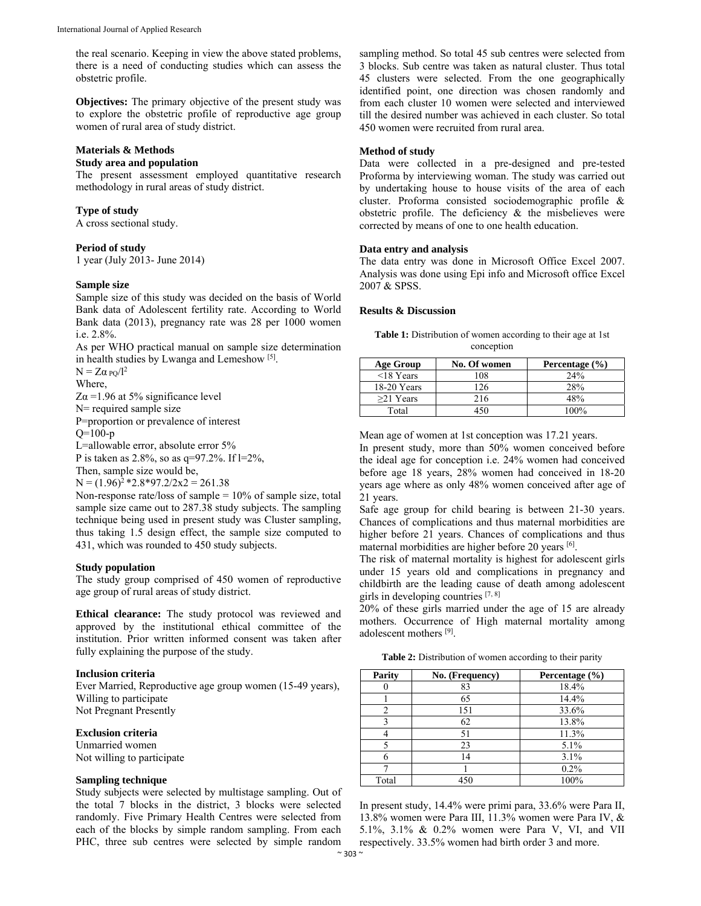the real scenario. Keeping in view the above stated problems, there is a need of conducting studies which can assess the obstetric profile.

**Objectives:** The primary objective of the present study was to explore the obstetric profile of reproductive age group women of rural area of study district.

## Materials & Methods

### Study area and population

The present assessment employed quantitative research methodology in rural areas of study district.

### Type of study

A cross sectional study.

### Period of study

1 year (July 2013- June 2014)

### Sample size

Sample size of this study was decided on the basis of World Bank data of Adolescent fertility rate. According to World Bank data (2013), pregnancy rate was 28 per 1000 women i.e. 2.8%.

As per WHO practical manual on sample size determination in health studies by Lwanga and Lemeshow [5].

$N = Z\alpha_{PQ}/l^2$

Where,

$Z\alpha$ =1.96 at 5% significance level

N= required sample size

P=proportion or prevalence of interest

Q=100-p

L=allowable error, absolute error 5%

P is taken as 2.8%, so as q=97.2%. If l=2%,

Then, sample size would be,

$N = (1.96)^2 * 2.8 * 97.2/2x2 = 261.38$

Non-response rate/loss of sample = 10% of sample size, total sample size came out to 287.38 study subjects. The sampling technique being used in present study was Cluster sampling, thus taking 1.5 design effect, the sample size computed to 431, which was rounded to 450 study subjects.

### Study population

The study group comprised of 450 women of reproductive age group of rural areas of study district.

**Ethical clearance:** The study protocol was reviewed and approved by the institutional ethical committee of the institution. Prior written informed consent was taken after fully explaining the purpose of the study.

### Inclusion criteria

Ever Married, Reproductive age group women (15-49 years), Willing to participate
Not Pregnant Presently

### Exclusion criteria

Unmarried women
Not willing to participate

### Sampling technique

Study subjects were selected by multistage sampling. Out of the total 7 blocks in the district, 3 blocks were selected randomly. Five Primary Health Centres were selected from each of the blocks by simple random sampling. From each PHC, three sub centres were selected by simple random sampling method. So total 45 sub centres were selected from 3 blocks. Sub centre was taken as natural cluster. Thus total 45 clusters were selected. From the one geographically identified point, one direction was chosen randomly and from each cluster 10 women were selected and interviewed till the desired number was achieved in each cluster. So total 450 women were recruited from rural area.

### Method of study

Data were collected in a pre-designed and pre-tested Proforma by interviewing woman. The study was carried out by undertaking house to house visits of the area of each cluster. Proforma consisted sociodemographic profile & obstetric profile. The deficiency & the misbelieves were corrected by means of one to one health education.

### Data entry and analysis

The data entry was done in Microsoft Office Excel 2007. Analysis was done using Epi info and Microsoft office Excel 2007 & SPSS.

## Results & Discussion

**Table 1:** Distribution of women according to their age at 1st conception

| Age Group | No. Of women | Percentage (%) |
|---|---|---|
| <18 Years | 108 | 24% |
| 18-20 Years | 126 | 28% |
| ≥21 Years | 216 | 48% |
| Total | 450 | 100% |

Mean age of women at 1st conception was 17.21 years.

In present study, more than 50% women conceived before the ideal age for conception i.e. 24% women had conceived before age 18 years, 28% women had conceived in 18-20 years age where as only 48% women conceived after age of 21 years.

Safe age group for child bearing is between 21-30 years. Chances of complications and thus maternal morbidities are higher before 21 years. Chances of complications and thus maternal morbidities are higher before 20 years [6].

The risk of maternal mortality is highest for adolescent girls under 15 years old and complications in pregnancy and childbirth are the leading cause of death among adolescent girls in developing countries [7, 8]

20% of these girls married under the age of 15 are already mothers. Occurrence of High maternal mortality among adolescent mothers [9].

**Table 2:** Distribution of women according to their parity

| Parity | No. (Frequency) | Percentage (%) |
|---|---|---|
| 0 | 83 | 18.4% |
| 1 | 65 | 14.4% |
| 2 | 151 | 33.6% |
| 3 | 62 | 13.8% |
| 4 | 51 | 11.3% |
| 5 | 23 | 5.1% |
| 6 | 14 | 3.1% |
| 7 | 1 | 0.2% |
| Total | 450 | 100% |

In present study, 14.4% were primi para, 33.6% were Para II, 13.8% women were Para III, 11.3% women were Para IV, & 5.1%, 3.1% & 0.2% women were Para V, VI, and VII respectively. 33.5% women had birth order 3 and more.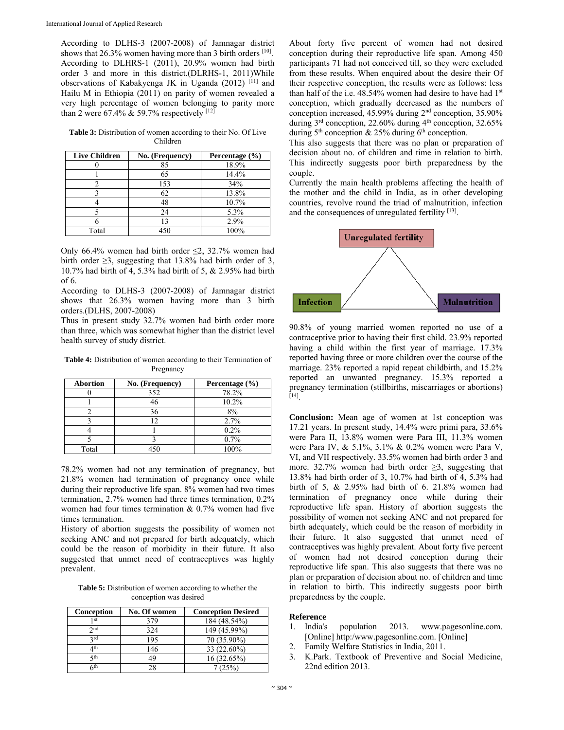According to DLHS-3 (2007-2008) of Jamnagar district shows that 26.3% women having more than 3 birth orders [10]. According to DLHRS-1 (2011), 20.9% women had birth order 3 and more in this district.(DLRHS-1, 2011)While observations of Kabakyenga JK in Uganda (2012) [11] and Hailu M in Ethiopia (2011) on parity of women revealed a very high percentage of women belonging to parity more than 2 were 67.4% & 59.7% respectively [12]

**Table 3:** Distribution of women according to their No. Of Live Children

| Live Children | No. (Frequency) | Percentage (%) |
|---|---|---|
| 0 | 85 | 18.9% |
| 1 | 65 | 14.4% |
| 2 | 153 | 34% |
| 3 | 62 | 13.8% |
| 4 | 48 | 10.7% |
| 5 | 24 | 5.3% |
| 6 | 13 | 2.9% |
| Total | 450 | 100% |

Only 66.4% women had birth order ≤2, 32.7% women had birth order ≥3, suggesting that 13.8% had birth order of 3, 10.7% had birth of 4, 5.3% had birth of 5, & 2.95% had birth of 6.

According to DLHS-3 (2007-2008) of Jamnagar district shows that 26.3% women having more than 3 birth orders.(DLHS, 2007-2008)

Thus in present study 32.7% women had birth order more than three, which was somewhat higher than the district level health survey of study district.

**Table 4:** Distribution of women according to their Termination of Pregnancy

| Abortion | No. (Frequency) | Percentage (%) |
|---|---|---|
| 0 | 352 | 78.2% |
| 1 | 46 | 10.2% |
| 2 | 36 | 8% |
| 3 | 12 | 2.7% |
| 4 | 1 | 0.2% |
| 5 | 3 | 0.7% |
| Total | 450 | 100% |

78.2% women had not any termination of pregnancy, but 21.8% women had termination of pregnancy once while during their reproductive life span. 8% women had two times termination, 2.7% women had three times termination, 0.2% women had four times termination & 0.7% women had five times termination.

History of abortion suggests the possibility of women not seeking ANC and not prepared for birth adequately, which could be the reason of morbidity in their future. It also suggested that unmet need of contraceptives was highly prevalent.

**Table 5:** Distribution of women according to whether the conception was desired

| Conception | No. Of women | Conception Desired |
|---|---|---|
| 1st | 379 | 184 (48.54%) |
| 2nd | 324 | 149 (45.99%) |
| 3rd | 195 | 70 (35.90%) |
| 4th | 146 | 33 (22.60%) |
| 5th | 49 | 16 (32.65%) |
| 6th | 28 | 7 (25%) |

About forty five percent of women had not desired conception during their reproductive life span. Among 450 participants 71 had not conceived till, so they were excluded from these results. When enquired about the desire their Of their respective conception, the results were as follows: less than half of the i.e. 48.54% women had desire to have had 1st conception, which gradually decreased as the numbers of conception increased, 45.99% during 2nd conception, 35.90% during 3rd conception, 22.60% during 4th conception, 32.65% during 5th conception & 25% during 6th conception.

This also suggests that there was no plan or preparation of decision about no. of children and time in relation to birth. This indirectly suggests poor birth preparedness by the couple.

Currently the main health problems affecting the health of the mother and the child in India, as in other developing countries, revolve round the triad of malnutrition, infection and the consequences of unregulated fertility [13].

Unregulated fertility

Infection — Malnutrition

90.8% of young married women reported no use of a contraceptive prior to having their first child. 23.9% reported having a child within the first year of marriage. 17.3% reported having three or more children over the course of the marriage. 23% reported a rapid repeat childbirth, and 15.2% reported an unwanted pregnancy. 15.3% reported a pregnancy termination (stillbirths, miscarriages or abortions) [14].

**Conclusion:** Mean age of women at 1st conception was 17.21 years. In present study, 14.4% were primi para, 33.6% were Para II, 13.8% women were Para III, 11.3% women were Para IV, & 5.1%, 3.1% & 0.2% women were Para V, VI, and VII respectively. 33.5% women had birth order 3 and more. 32.7% women had birth order ≥3, suggesting that 13.8% had birth order of 3, 10.7% had birth of 4, 5.3% had birth of 5, & 2.95% had birth of 6. 21.8% women had termination of pregnancy once while during their reproductive life span. History of abortion suggests the possibility of women not seeking ANC and not prepared for birth adequately, which could be the reason of morbidity in their future. It also suggested that unmet need of contraceptives was highly prevalent. About forty five percent of women had not desired conception during their reproductive life span. This also suggests that there was no plan or preparation of decision about no. of children and time in relation to birth. This indirectly suggests poor birth preparedness by the couple.

## Reference

1. India's population 2013. www.pagesonline.com. [Online] http:/www.pagesonline.com. [Online]
2. Family Welfare Statistics in India, 2011.
3. K.Park. Textbook of Preventive and Social Medicine, 22nd edition 2013.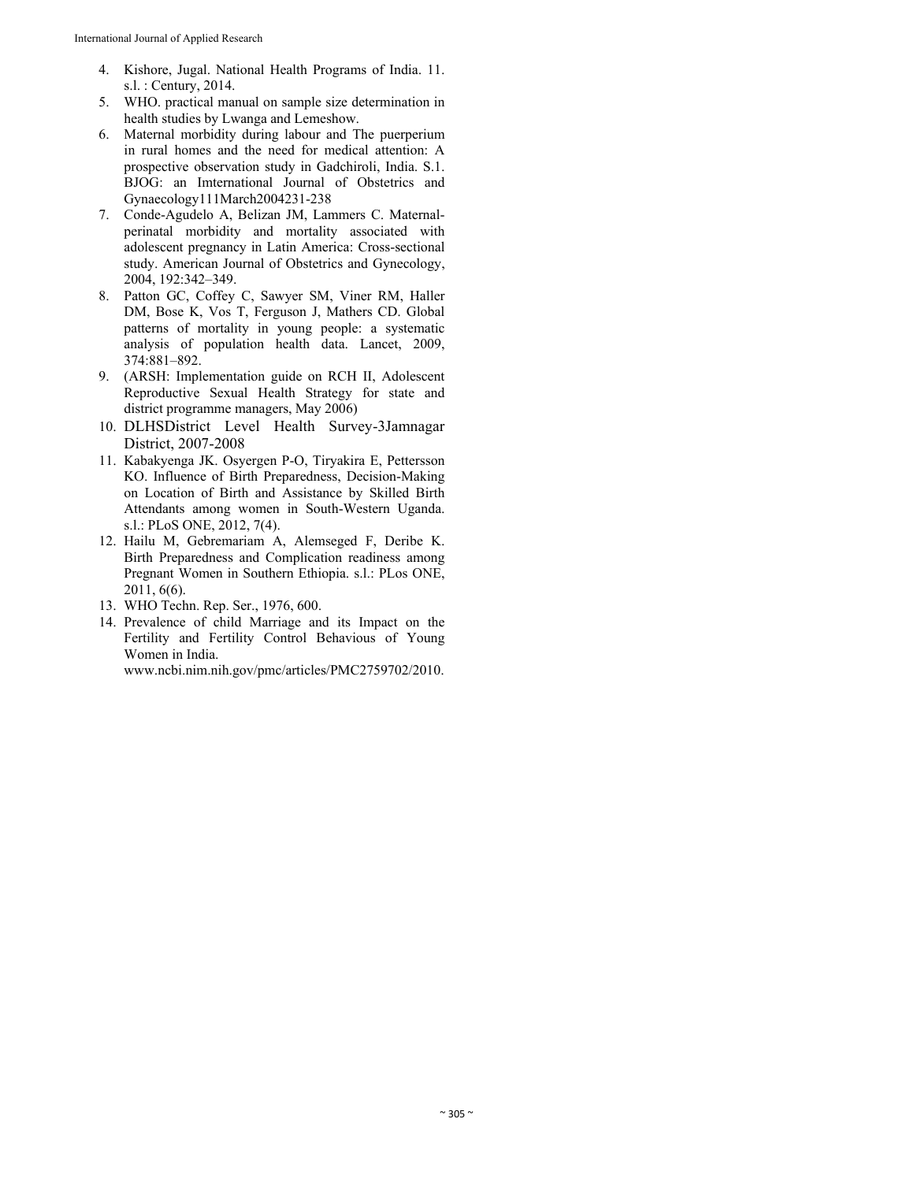4. Kishore, Jugal. National Health Programs of India. 11. s.l. : Century, 2014.
5. WHO. practical manual on sample size determination in health studies by Lwanga and Lemeshow.
6. Maternal morbidity during labour and The puerperium in rural homes and the need for medical attention: A prospective observation study in Gadchiroli, India. S.1. BJOG: an Imternational Journal of Obstetrics and Gynaecology111March2004231-238
7. Conde-Agudelo A, Belizan JM, Lammers C. Maternal-perinatal morbidity and mortality associated with adolescent pregnancy in Latin America: Cross-sectional study. American Journal of Obstetrics and Gynecology, 2004, 192:342–349.
8. Patton GC, Coffey C, Sawyer SM, Viner RM, Haller DM, Bose K, Vos T, Ferguson J, Mathers CD. Global patterns of mortality in young people: a systematic analysis of population health data. Lancet, 2009, 374:881–892.
9. (ARSH: Implementation guide on RCH II, Adolescent Reproductive Sexual Health Strategy for state and district programme managers, May 2006)
10. DLHSDistrict Level Health Survey-3Jamnagar District, 2007-2008
11. Kabakyenga JK. Osyergen P-O, Tiryakira E, Pettersson KO. Influence of Birth Preparedness, Decision-Making on Location of Birth and Assistance by Skilled Birth Attendants among women in South-Western Uganda. s.l.: PLoS ONE, 2012, 7(4).
12. Hailu M, Gebremariam A, Alemseged F, Deribe K. Birth Preparedness and Complication readiness among Pregnant Women in Southern Ethiopia. s.l.: PLos ONE, 2011, 6(6).
13. WHO Techn. Rep. Ser., 1976, 600.
14. Prevalence of child Marriage and its Impact on the Fertility and Fertility Control Behavious of Young Women in India. www.ncbi.nim.nih.gov/pmc/articles/PMC2759702/2010.